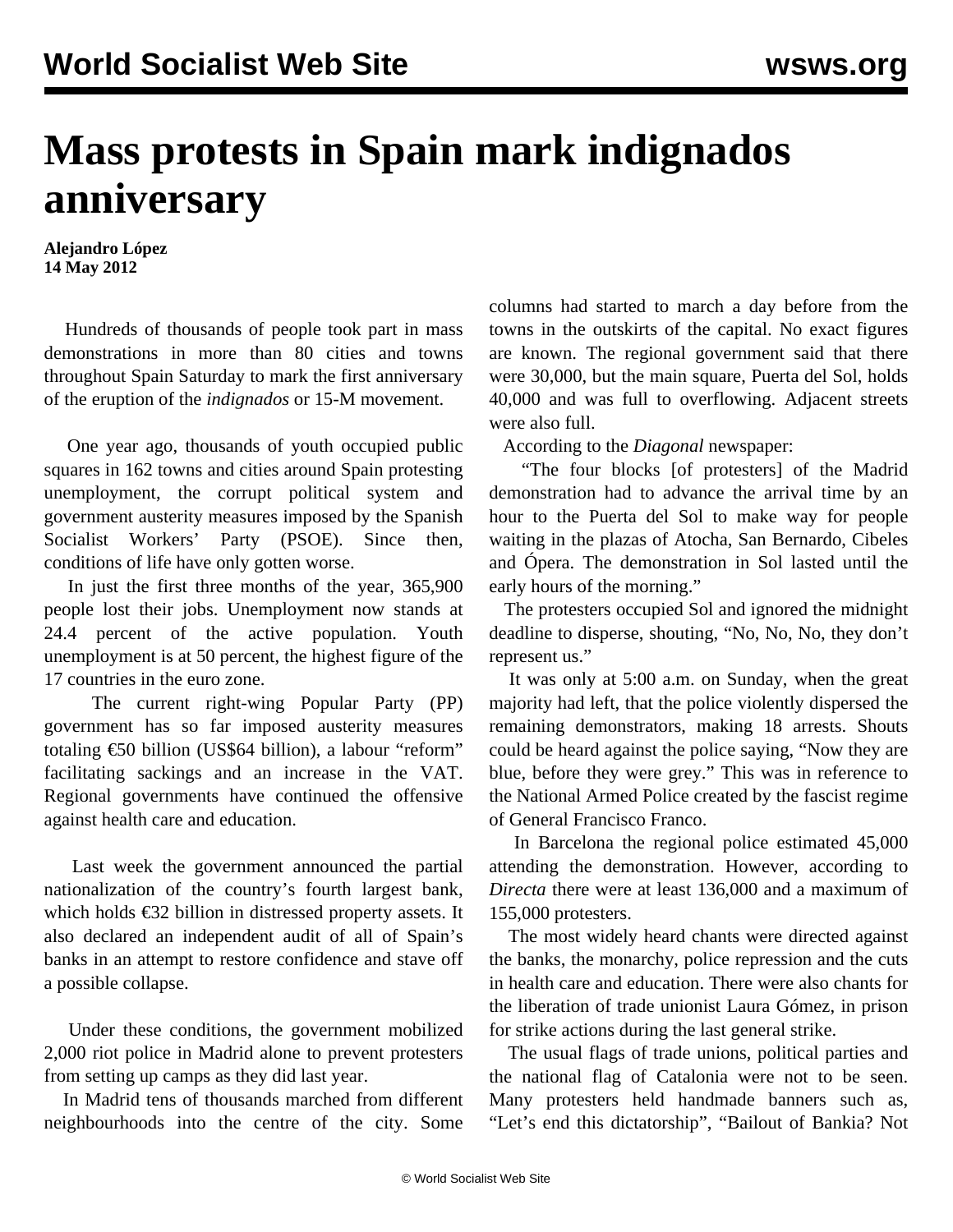# Mass protests in Spain mark indignados anniversary

**Alejandro López**
**14 May 2012**

Hundreds of thousands of people took part in mass demonstrations in more than 80 cities and towns throughout Spain Saturday to mark the first anniversary of the eruption of the *indignados* or 15-M movement.

One year ago, thousands of youth occupied public squares in 162 towns and cities around Spain protesting unemployment, the corrupt political system and government austerity measures imposed by the Spanish Socialist Workers' Party (PSOE). Since then, conditions of life have only gotten worse.

In just the first three months of the year, 365,900 people lost their jobs. Unemployment now stands at 24.4 percent of the active population. Youth unemployment is at 50 percent, the highest figure of the 17 countries in the euro zone.

The current right-wing Popular Party (PP) government has so far imposed austerity measures totaling €50 billion (US$64 billion), a labour "reform" facilitating sackings and an increase in the VAT. Regional governments have continued the offensive against health care and education.

Last week the government announced the partial nationalization of the country's fourth largest bank, which holds €32 billion in distressed property assets. It also declared an independent audit of all of Spain's banks in an attempt to restore confidence and stave off a possible collapse.

Under these conditions, the government mobilized 2,000 riot police in Madrid alone to prevent protesters from setting up camps as they did last year.

In Madrid tens of thousands marched from different neighbourhoods into the centre of the city. Some columns had started to march a day before from the towns in the outskirts of the capital. No exact figures are known. The regional government said that there were 30,000, but the main square, Puerta del Sol, holds 40,000 and was full to overflowing. Adjacent streets were also full.

According to the *Diagonal* newspaper:

"The four blocks [of protesters] of the Madrid demonstration had to advance the arrival time by an hour to the Puerta del Sol to make way for people waiting in the plazas of Atocha, San Bernardo, Cibeles and Ópera. The demonstration in Sol lasted until the early hours of the morning."

The protesters occupied Sol and ignored the midnight deadline to disperse, shouting, "No, No, No, they don't represent us."

It was only at 5:00 a.m. on Sunday, when the great majority had left, that the police violently dispersed the remaining demonstrators, making 18 arrests. Shouts could be heard against the police saying, "Now they are blue, before they were grey." This was in reference to the National Armed Police created by the fascist regime of General Francisco Franco.

In Barcelona the regional police estimated 45,000 attending the demonstration. However, according to *Directa* there were at least 136,000 and a maximum of 155,000 protesters.

The most widely heard chants were directed against the banks, the monarchy, police repression and the cuts in health care and education. There were also chants for the liberation of trade unionist Laura Gómez, in prison for strike actions during the last general strike.

The usual flags of trade unions, political parties and the national flag of Catalonia were not to be seen. Many protesters held handmade banners such as, "Let's end this dictatorship", "Bailout of Bankia? Not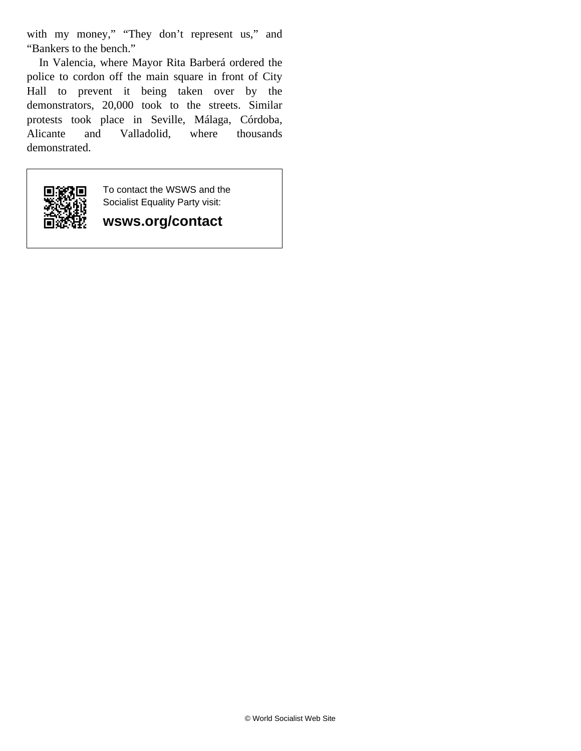with my money," "They don't represent us," and "Bankers to the bench."

In Valencia, where Mayor Rita Barberá ordered the police to cordon off the main square in front of City Hall to prevent it being taken over by the demonstrators, 20,000 took to the streets. Similar protests took place in Seville, Málaga, Córdoba, Alicante and Valladolid, where thousands demonstrated.

To contact the WSWS and the Socialist Equality Party visit:

**wsws.org/contact**